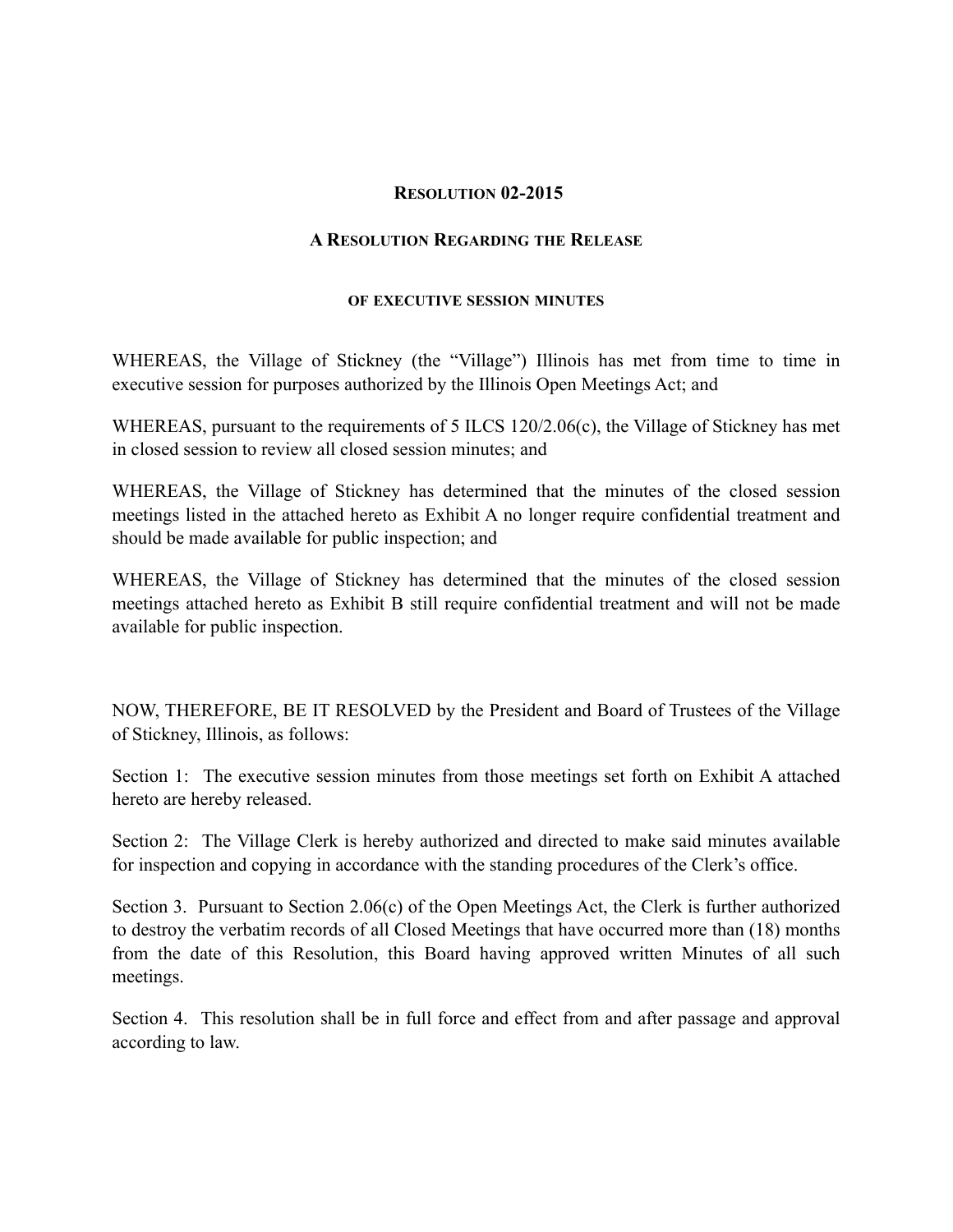**RESOLUTION 02-2015**

**A RESOLUTION REGARDING THE RELEASE**

**OF EXECUTIVE SESSION MINUTES**

WHEREAS, the Village of Stickney (the "Village") Illinois has met from time to time in executive session for purposes authorized by the Illinois Open Meetings Act; and

WHEREAS, pursuant to the requirements of 5 ILCS 120/2.06(c), the Village of Stickney has met in closed session to review all closed session minutes; and

WHEREAS, the Village of Stickney has determined that the minutes of the closed session meetings listed in the attached hereto as Exhibit A no longer require confidential treatment and should be made available for public inspection; and

WHEREAS, the Village of Stickney has determined that the minutes of the closed session meetings attached hereto as Exhibit B still require confidential treatment and will not be made available for public inspection.

NOW, THEREFORE, BE IT RESOLVED by the President and Board of Trustees of the Village of Stickney, Illinois, as follows:

Section 1: The executive session minutes from those meetings set forth on Exhibit A attached hereto are hereby released.

Section 2: The Village Clerk is hereby authorized and directed to make said minutes available for inspection and copying in accordance with the standing procedures of the Clerk's office.

Section 3. Pursuant to Section 2.06(c) of the Open Meetings Act, the Clerk is further authorized to destroy the verbatim records of all Closed Meetings that have occurred more than (18) months from the date of this Resolution, this Board having approved written Minutes of all such meetings.

Section 4. This resolution shall be in full force and effect from and after passage and approval according to law.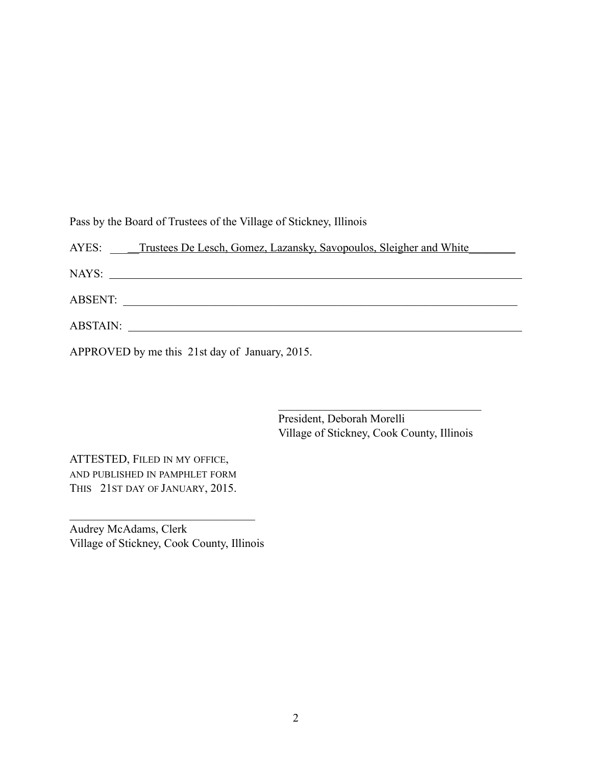Pass by the Board of Trustees of the Village of Stickney, Illinois

AYES: Trustees De Lesch, Gomez, Lazansky, Savopoulos, Sleigher and White

NAYS: ______________________________

ABSENT: ______________________________

ABSTAIN: ______________________________

APPROVED by me this 21st day of January, 2015.

______________________________
President, Deborah Morelli
Village of Stickney, Cook County, Illinois

ATTESTED, FILED IN MY OFFICE,
AND PUBLISHED IN PAMPHLET FORM
THIS 21ST DAY OF JANUARY, 2015.

______________________________
Audrey McAdams, Clerk
Village of Stickney, Cook County, Illinois